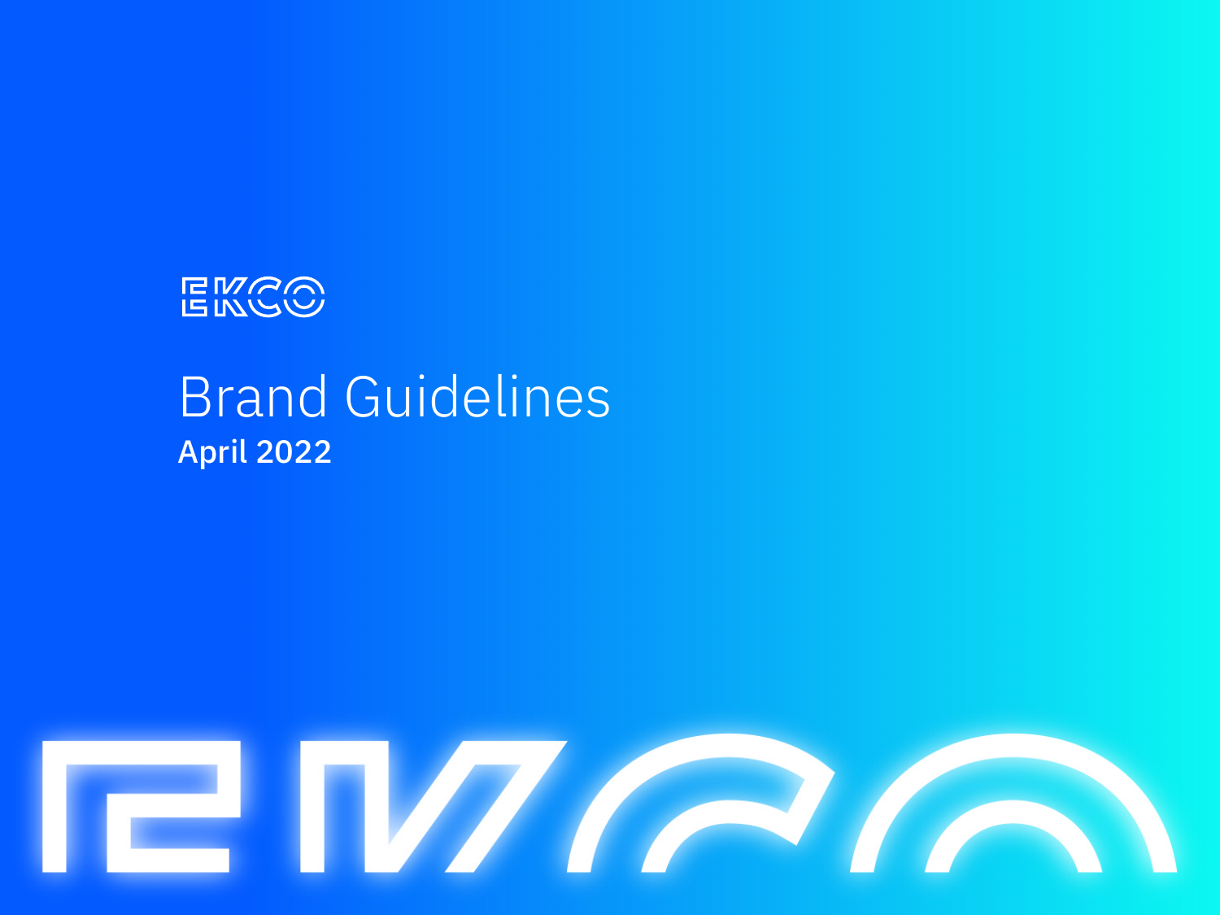EKCO

# Brand Guidelines

**April 2022**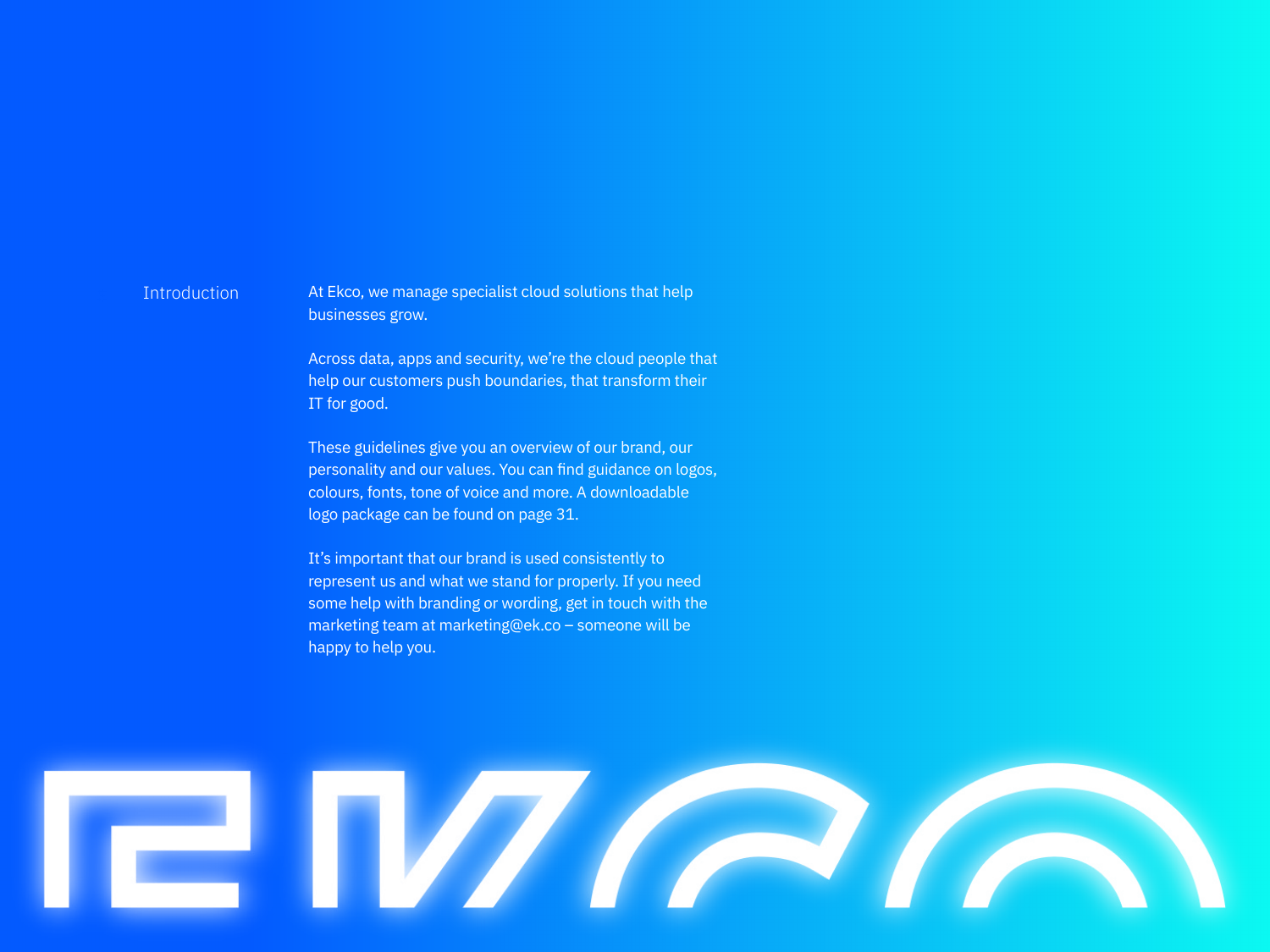## Introduction

At Ekco, we manage specialist cloud solutions that help businesses grow.

Across data, apps and security, we're the cloud people that help our customers push boundaries, that transform their IT for good.

These guidelines give you an overview of our brand, our personality and our values. You can find guidance on logos, colours, fonts, tone of voice and more. A downloadable logo package can be found on page 31.

It's important that our brand is used consistently to represent us and what we stand for properly. If you need some help with branding or wording, get in touch with the marketing team at marketing@ek.co – someone will be happy to help you.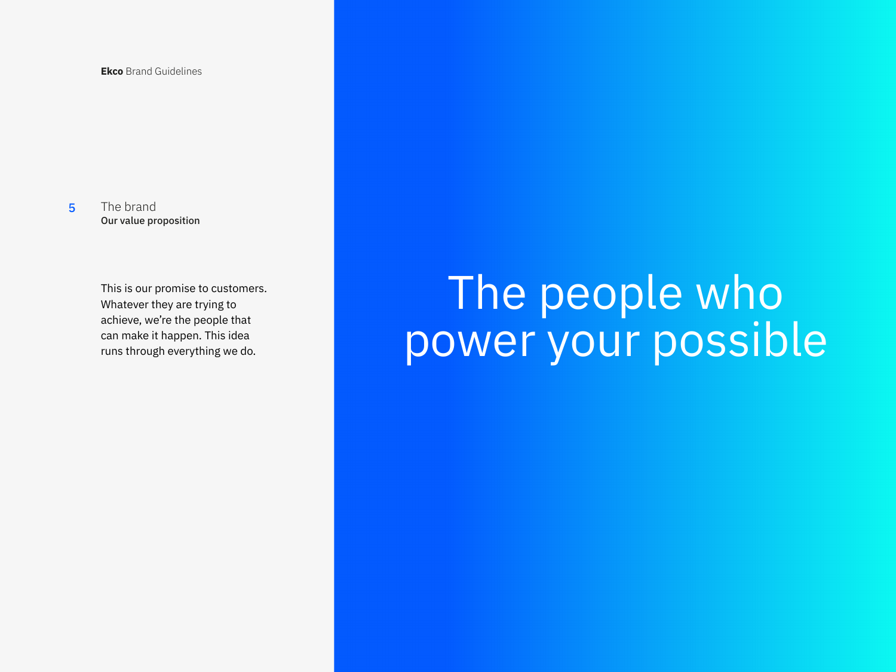## 5 The brand

### Our value proposition

This is our promise to customers. Whatever they are trying to achieve, we're the people that can make it happen. This idea runs through everything we do.

# The people who power your possible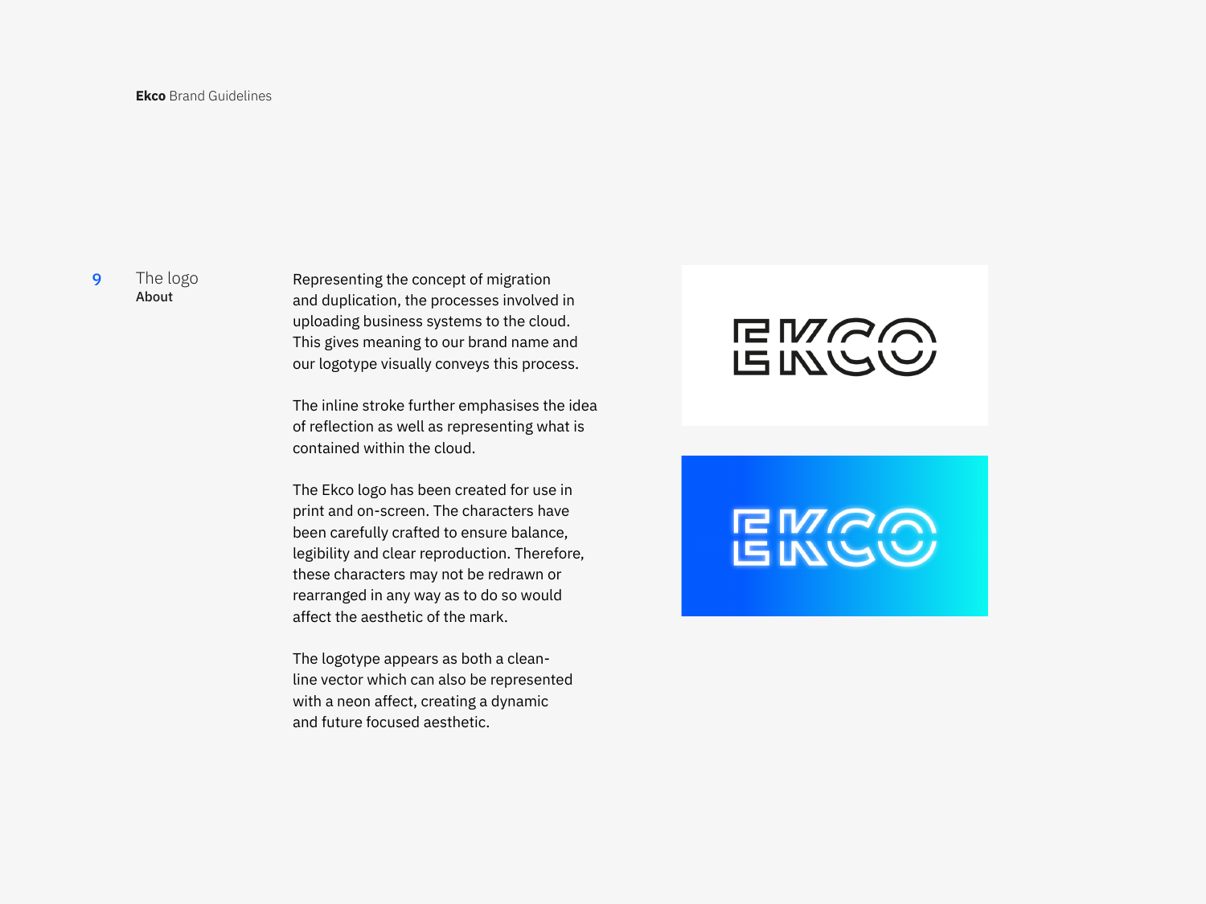## 9 The logo

### About

Representing the concept of migration and duplication, the processes involved in uploading business systems to the cloud. This gives meaning to our brand name and our logotype visually conveys this process.

The inline stroke further emphasises the idea of reflection as well as representing what is contained within the cloud.

The Ekco logo has been created for use in print and on-screen. The characters have been carefully crafted to ensure balance, legibility and clear reproduction. Therefore, these characters may not be redrawn or rearranged in any way as to do so would affect the aesthetic of the mark.

The logotype appears as both a clean-line vector which can also be represented with a neon affect, creating a dynamic and future focused aesthetic.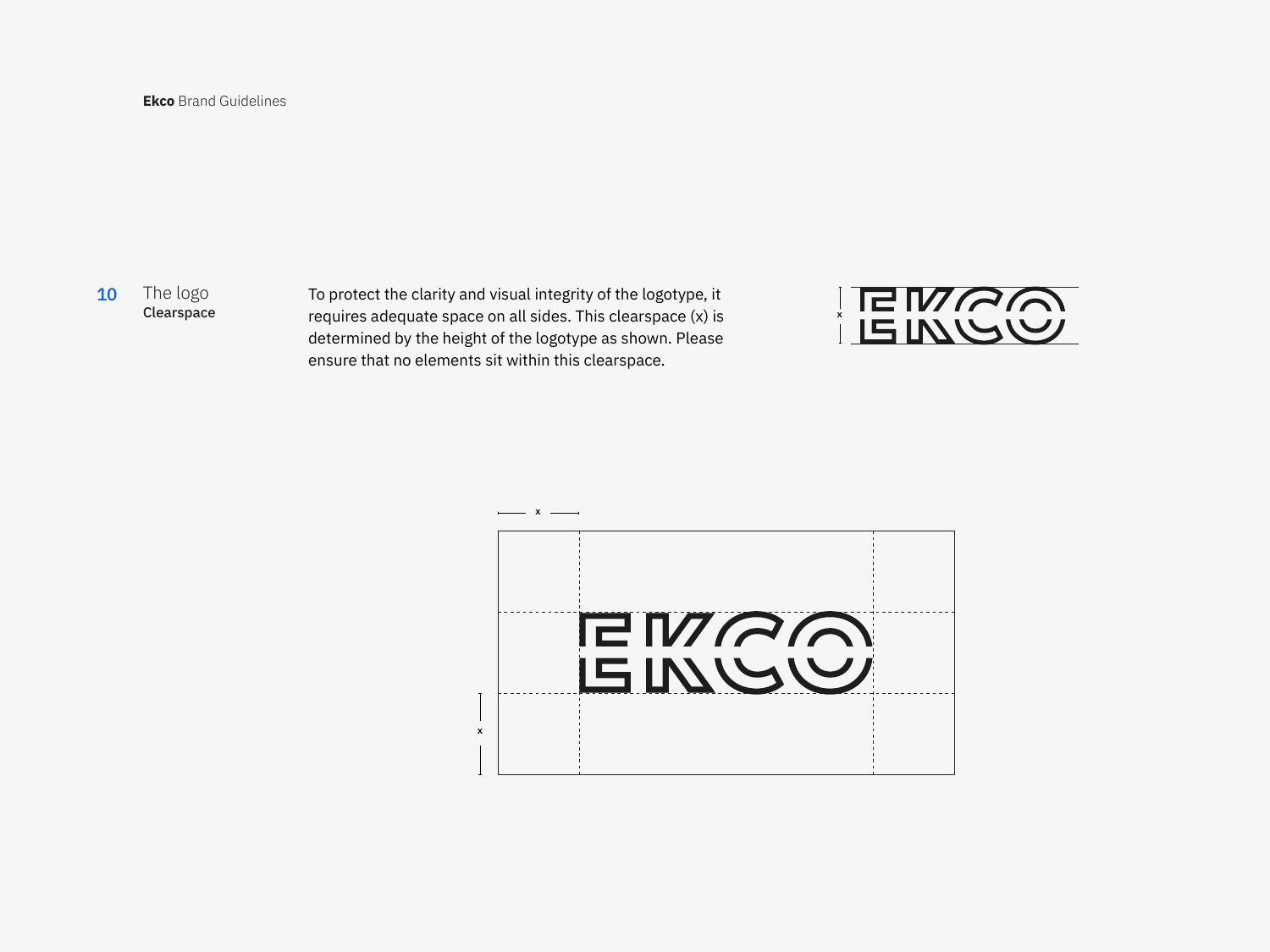## 10 The logo

**Clearspace**

To protect the clarity and visual integrity of the logotype, it requires adequate space on all sides. This clearspace (x) is determined by the height of the logotype as shown. Please ensure that no elements sit within this clearspace.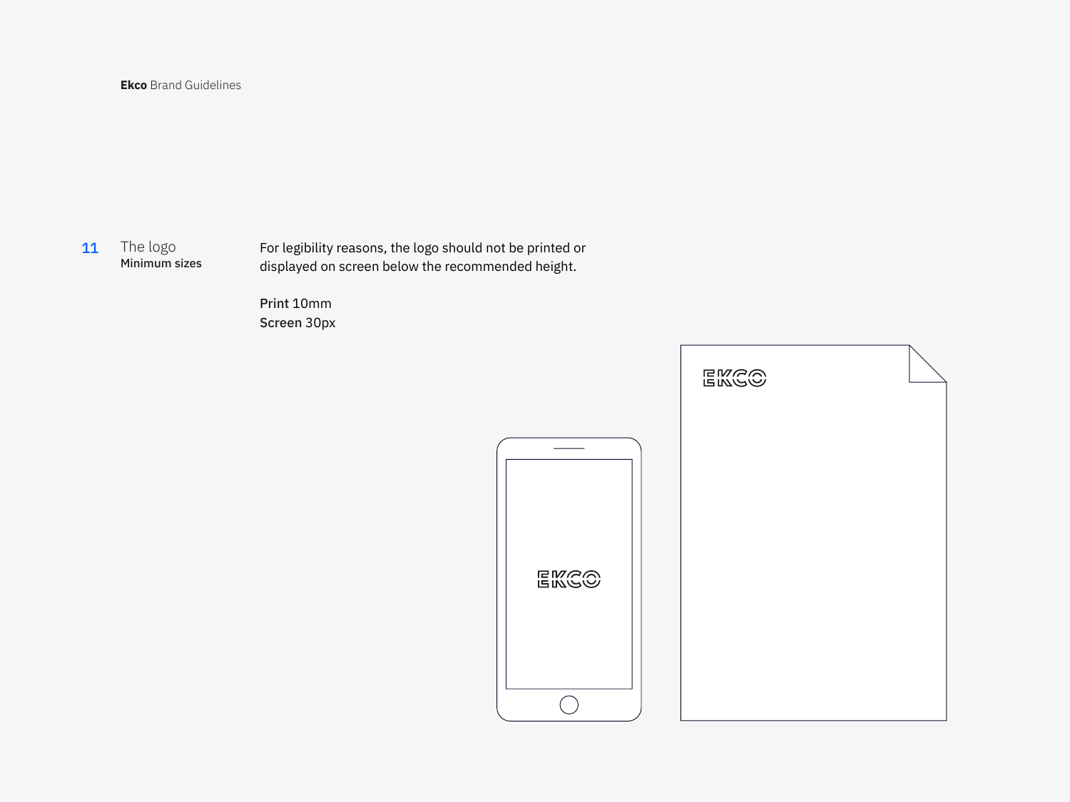## 11 The logo

**Minimum sizes**

For legibility reasons, the logo should not be printed or displayed on screen below the recommended height.

Print 10mm
Screen 30px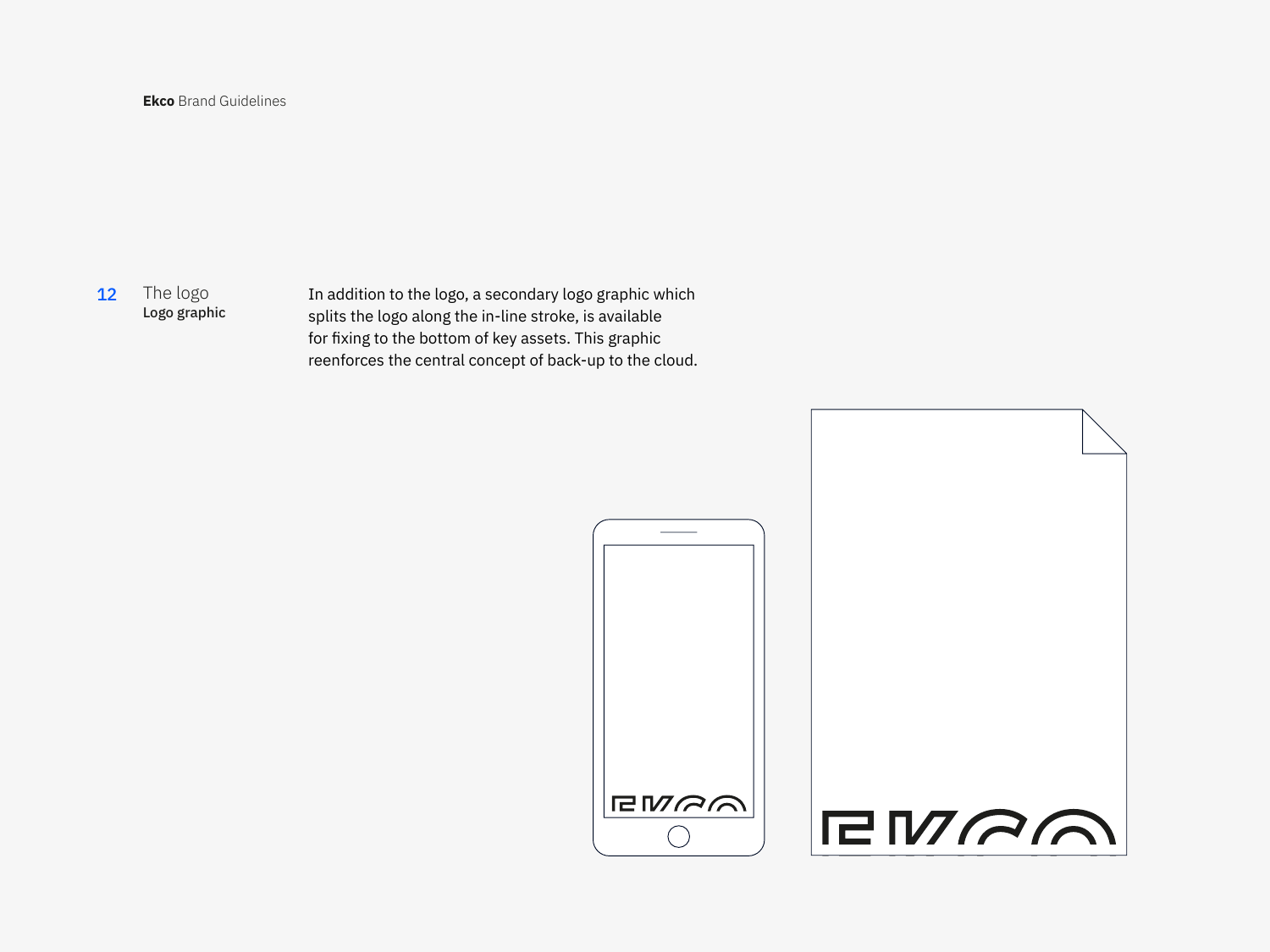## 12 The logo

**Logo graphic**

In addition to the logo, a secondary logo graphic which splits the logo along the in-line stroke, is available for fixing to the bottom of key assets. This graphic reenforces the central concept of back-up to the cloud.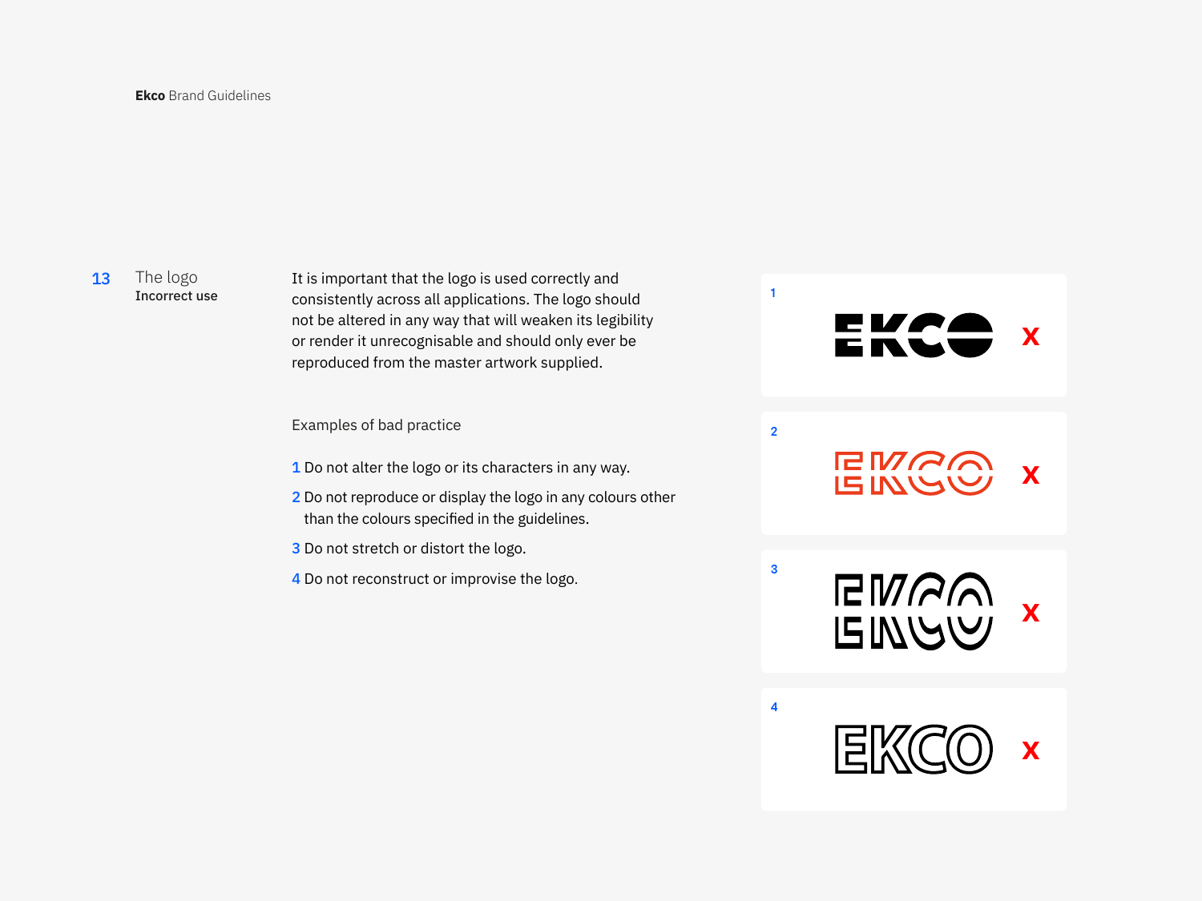## 13 The logo

### Incorrect use

It is important that the logo is used correctly and consistently across all applications. The logo should not be altered in any way that will weaken its legibility or render it unrecognisable and should only ever be reproduced from the master artwork supplied.

Examples of bad practice

1 Do not alter the logo or its characters in any way.

2 Do not reproduce or display the logo in any colours other than the colours specified in the guidelines.

3 Do not stretch or distort the logo.

4 Do not reconstruct or improvise the logo.

1 EKCO X

2 EKCO X

3 EKCO X

4 EKCO X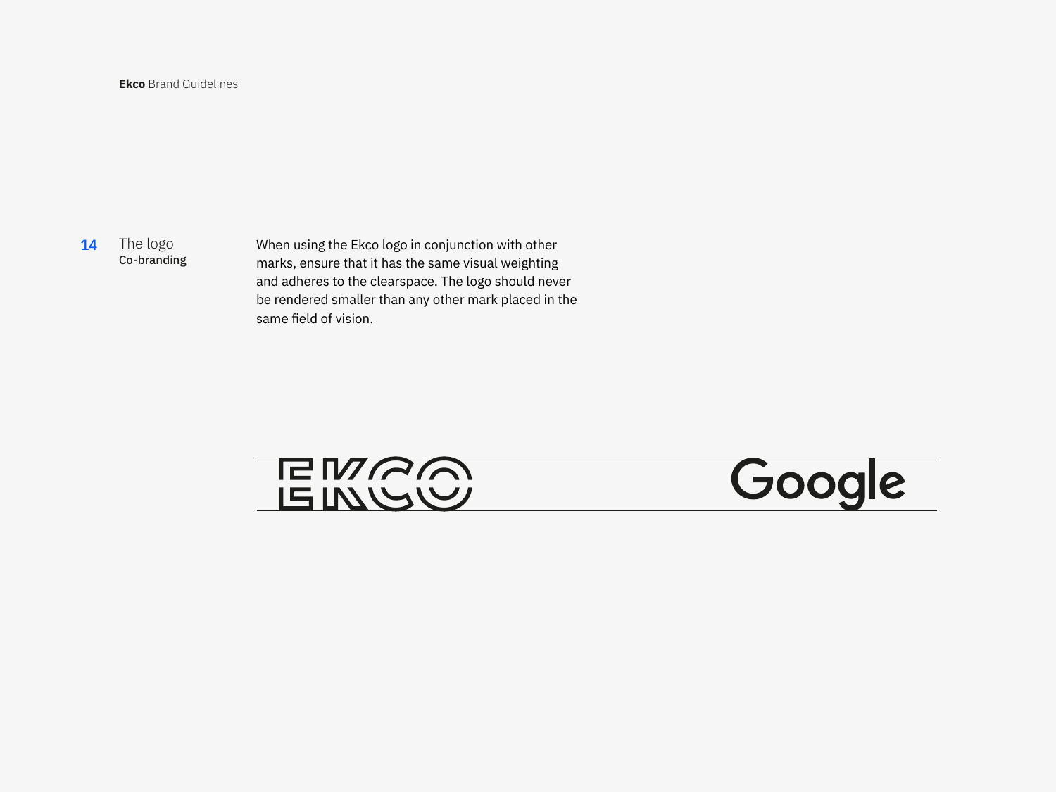## 14 The logo

### Co-branding

When using the Ekco logo in conjunction with other marks, ensure that it has the same visual weighting and adheres to the clearspace. The logo should never be rendered smaller than any other mark placed in the same field of vision.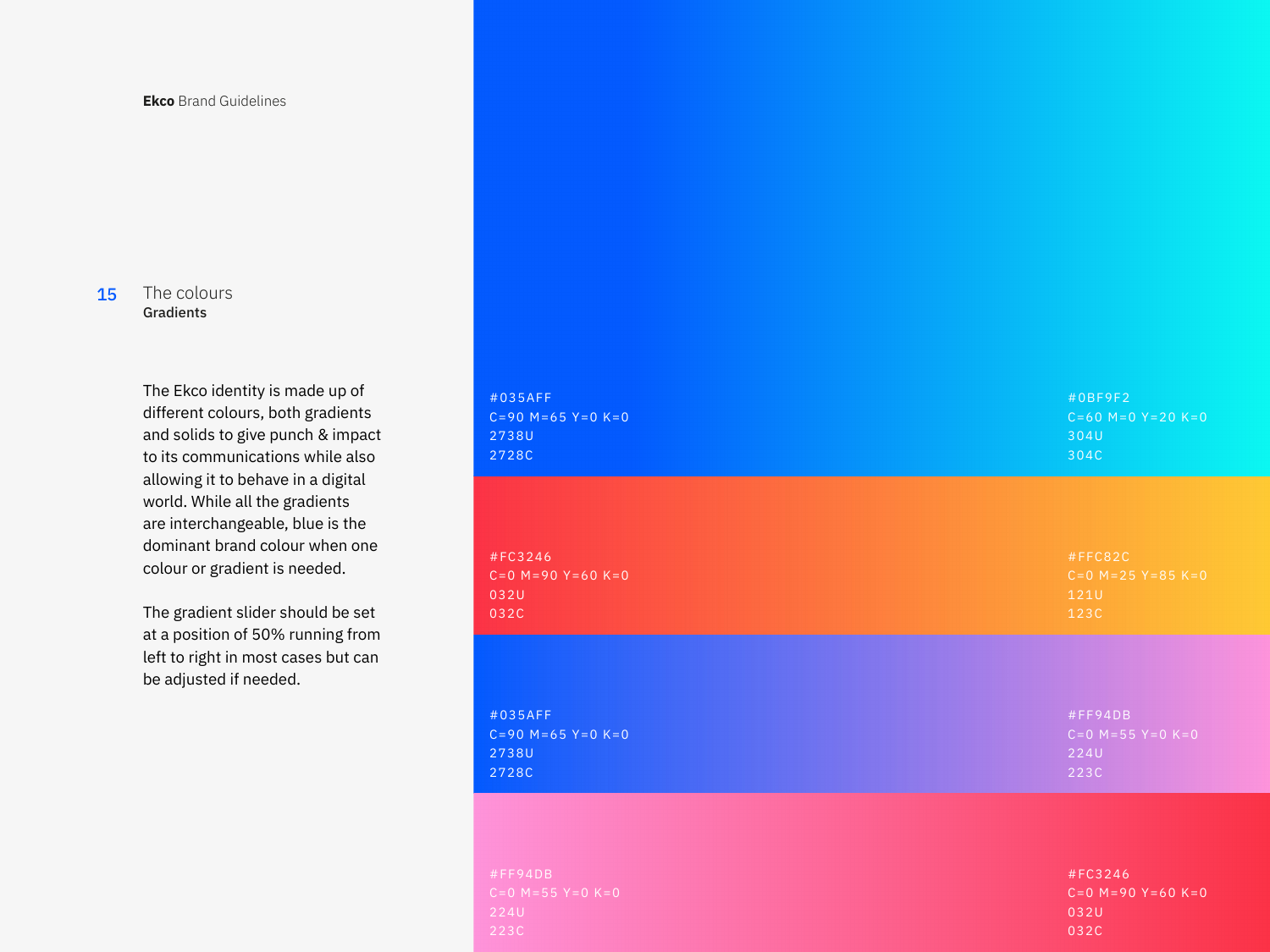## The colours
### Gradients

The Ekco identity is made up of different colours, both gradients and solids to give punch & impact to its communications while also allowing it to behave in a digital world. While all the gradients are interchangeable, blue is the dominant brand colour when one colour or gradient is needed.

The gradient slider should be set at a position of 50% running from left to right in most cases but can be adjusted if needed.

#035AFF
C=90 M=65 Y=0 K=0
2738U
2728C

#0BF9F2
C=60 M=0 Y=20 K=0
304U
304C

#FC3246
C=0 M=90 Y=60 K=0
032U
032C

#FFC82C
C=0 M=25 Y=85 K=0
121U
123C

#035AFF
C=90 M=65 Y=0 K=0
2738U
2728C

#FF94DB
C=0 M=55 Y=0 K=0
224U
223C

#FF94DB
C=0 M=55 Y=0 K=0
224U
223C

#FC3246
C=0 M=90 Y=60 K=0
032U
032C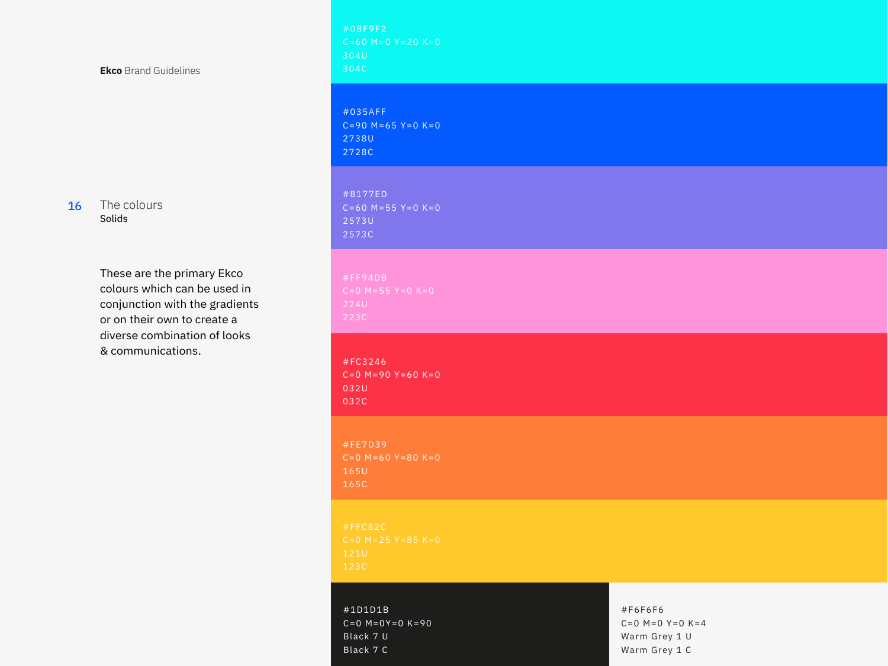Ekco Brand Guidelines

## 16 The colours

### Solids

These are the primary Ekco colours which can be used in conjunction with the gradients or on their own to create a diverse combination of looks & communications.

#0BF9F2
C=60 M=0 Y=20 K=0
304U
304C

#035AFF
C=90 M=65 Y=0 K=0
2738U
2728C

#8177ED
C=60 M=55 Y=0 K=0
2573U
2573C

#FF94DB
C=0 M=55 Y=0 K=0
224U
223C

#FC3246
C=0 M=90 Y=60 K=0
032U
032C

#FE7D39
C=0 M=60 Y=80 K=0
165U
165C

#FFC82C
C=0 M=25 Y=85 K=0
121U
123C

#1D1D1B
C=0 M=0Y=0 K=90
Black 7 U
Black 7 C

#F6F6F6
C=0 M=0 Y=0 K=4
Warm Grey 1 U
Warm Grey 1 C